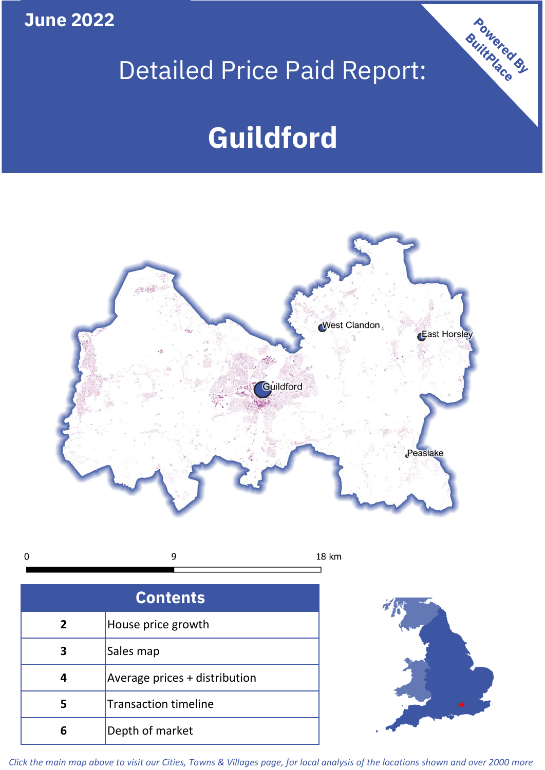June 2022

# Detailed Price Paid Report:

# Guildford

Powered By BuiltPlace

| Contents | |
|---|---|
| 2 | House price growth |
| 3 | Sales map |
| 4 | Average prices + distribution |
| 5 | Transaction timeline |
| 6 | Depth of market |

*Click the main map above to visit our Cities, Towns & Villages page, for local analysis of the locations shown and over 2000 more*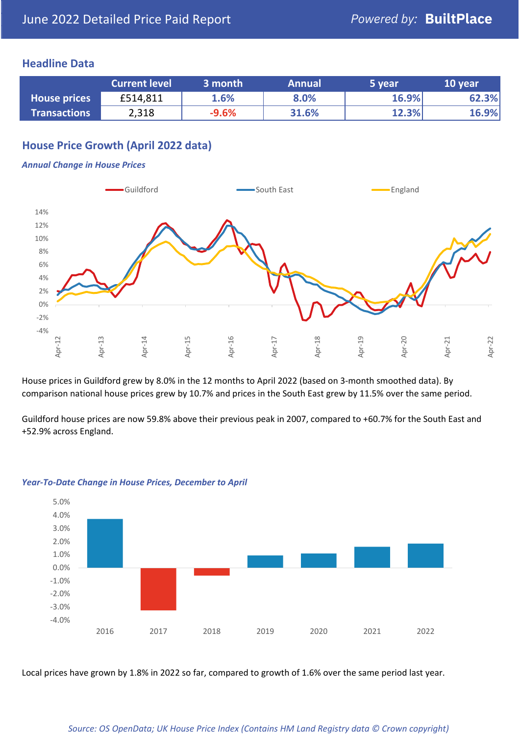June 2022 Detailed Price Paid Report

Powered by: **BuiltPlace**

## Headline Data

| | Current level | 3 month | Annual | 5 year | 10 year |
|---|---|---|---|---|---|
| **House prices** | £514,811 | 1.6% | 8.0% | 16.9% | 62.3% |
| **Transactions** | 2,318 | -9.6% | 31.6% | 12.3% | 16.9% |

## House Price Growth (April 2022 data)

*Annual Change in House Prices*

House prices in Guildford grew by 8.0% in the 12 months to April 2022 (based on 3-month smoothed data). By comparison national house prices grew by 10.7% and prices in the South East grew by 11.5% over the same period.

Guildford house prices are now 59.8% above their previous peak in 2007, compared to +60.7% for the South East and +52.9% across England.

*Year-To-Date Change in House Prices, December to April*

Local prices have grown by 1.8% in 2022 so far, compared to growth of 1.6% over the same period last year.

*Source: OS OpenData; UK House Price Index (Contains HM Land Registry data © Crown copyright)*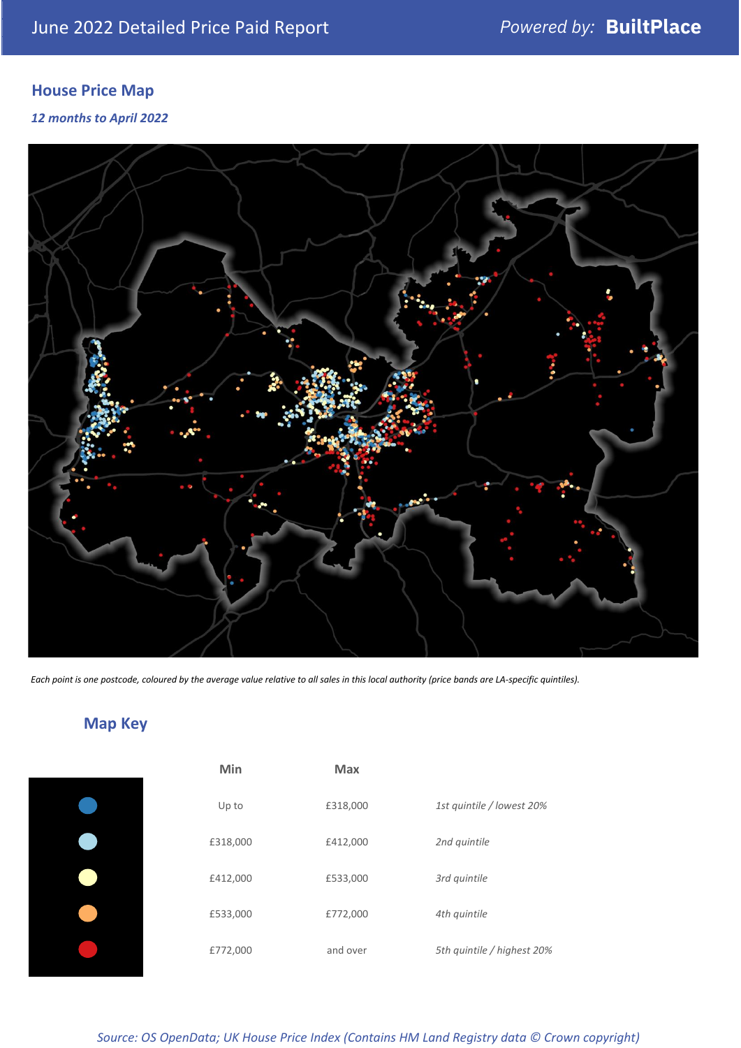# June 2022 Detailed Price Paid Report

*Powered by:* **BuiltPlace**

## House Price Map

*12 months to April 2022*

*Each point is one postcode, coloured by the average value relative to all sales in this local authority (price bands are LA-specific quintiles).*

## Map Key

| | Min | Max | |
|---|---|---|---|
| Dark blue | Up to | £318,000 | *1st quintile / lowest 20%* |
| Light blue | £318,000 | £412,000 | *2nd quintile* |
| Pale yellow | £412,000 | £533,000 | *3rd quintile* |
| Orange | £533,000 | £772,000 | *4th quintile* |
| Red | £772,000 | and over | *5th quintile / highest 20%* |

*Source: OS OpenData; UK House Price Index (Contains HM Land Registry data © Crown copyright)*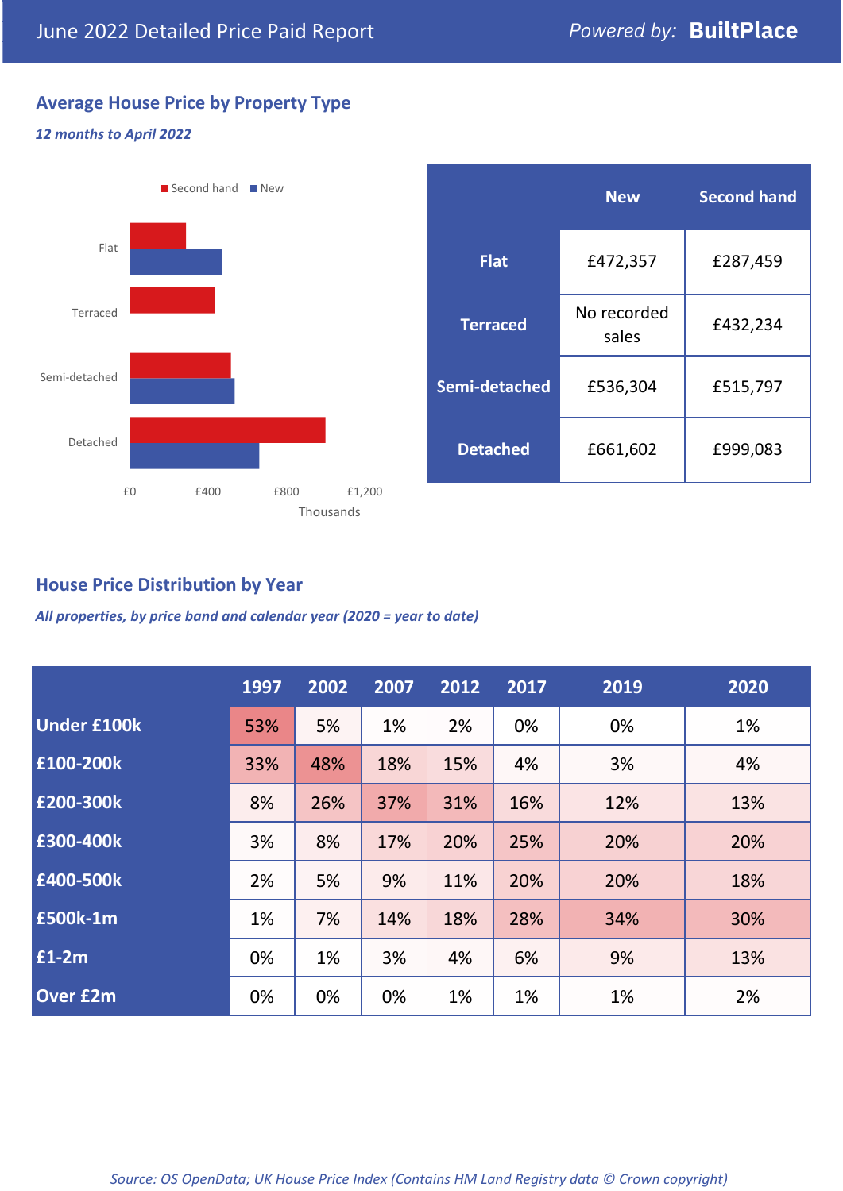June 2022 Detailed Price Paid Report

*Powered by:* **BuiltPlace**

## Average House Price by Property Type

***12 months to April 2022***

|  | New | Second hand |
|---|---|---|
| **Flat** | £472,357 | £287,459 |
| **Terraced** | No recorded sales | £432,234 |
| **Semi-detached** | £536,304 | £515,797 |
| **Detached** | £661,602 | £999,083 |

## House Price Distribution by Year

***All properties, by price band and calendar year (2020 = year to date)***

|  | 1997 | 2002 | 2007 | 2012 | 2017 | 2019 | 2020 |
|---|---|---|---|---|---|---|---|
| **Under £100k** | 53% | 5% | 1% | 2% | 0% | 0% | 1% |
| **£100-200k** | 33% | 48% | 18% | 15% | 4% | 3% | 4% |
| **£200-300k** | 8% | 26% | 37% | 31% | 16% | 12% | 13% |
| **£300-400k** | 3% | 8% | 17% | 20% | 25% | 20% | 20% |
| **£400-500k** | 2% | 5% | 9% | 11% | 20% | 20% | 18% |
| **£500k-1m** | 1% | 7% | 14% | 18% | 28% | 34% | 30% |
| **£1-2m** | 0% | 1% | 3% | 4% | 6% | 9% | 13% |
| **Over £2m** | 0% | 0% | 0% | 1% | 1% | 1% | 2% |

*Source: OS OpenData; UK House Price Index (Contains HM Land Registry data © Crown copyright)*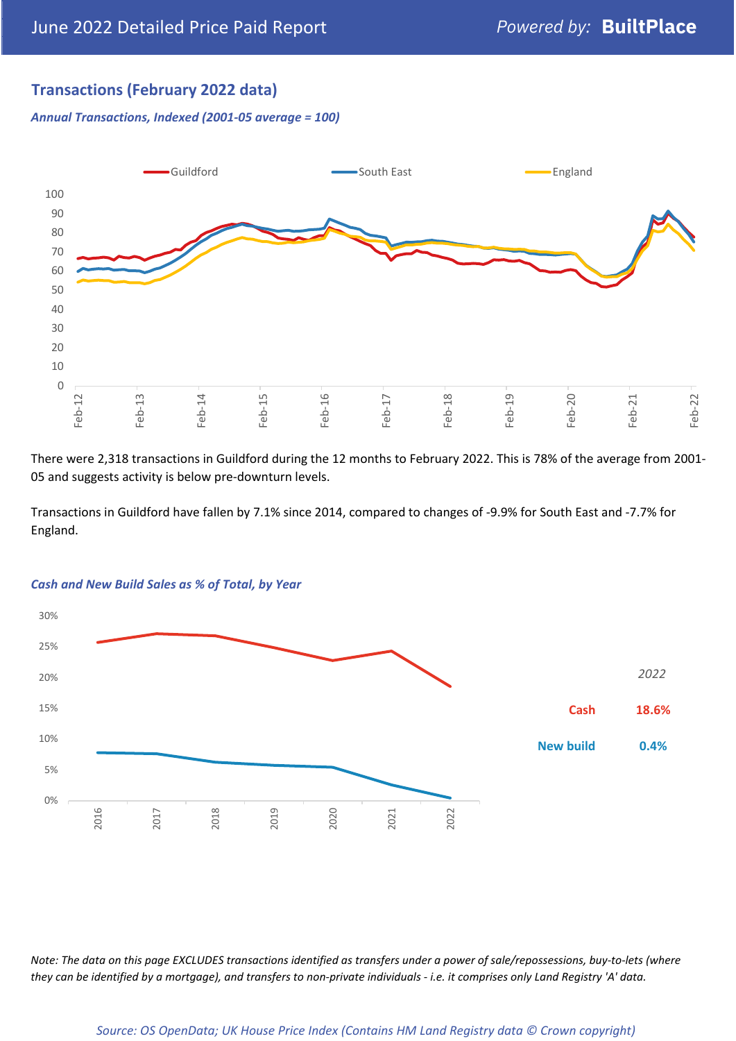## Transactions (February 2022 data)

*Annual Transactions, Indexed (2001-05 average = 100)*

There were 2,318 transactions in Guildford during the 12 months to February 2022. This is 78% of the average from 2001-05 and suggests activity is below pre-downturn levels.

Transactions in Guildford have fallen by 7.1% since 2014, compared to changes of -9.9% for South East and -7.7% for England.

*Cash and New Build Sales as % of Total, by Year*

| *2022* | |
|---|---|
| Cash | 18.6% |
| New build | 0.4% |

*Note: The data on this page EXCLUDES transactions identified as transfers under a power of sale/repossessions, buy-to-lets (where they can be identified by a mortgage), and transfers to non-private individuals - i.e. it comprises only Land Registry 'A' data.*

*Source: OS OpenData; UK House Price Index (Contains HM Land Registry data © Crown copyright)*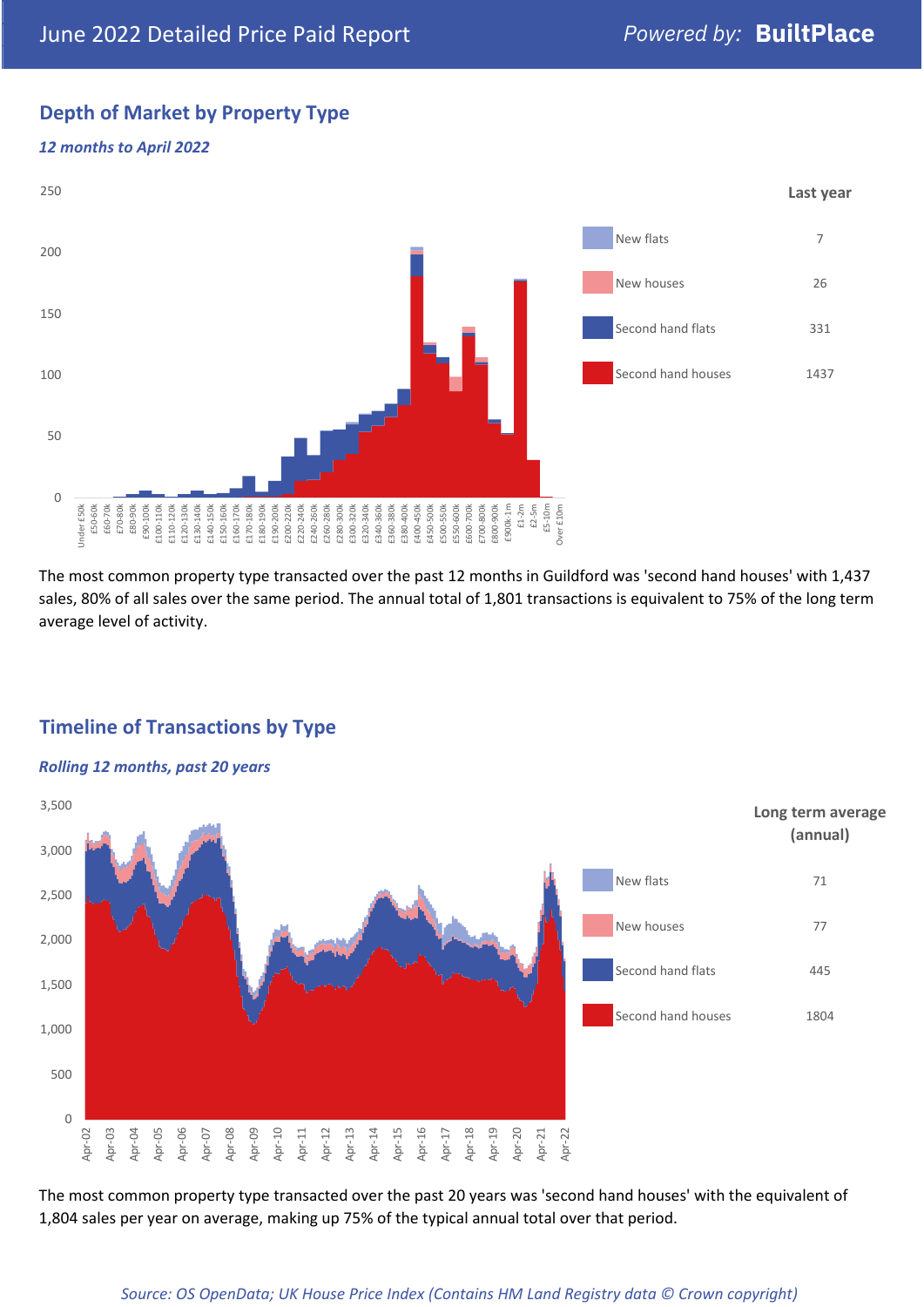# June 2022 Detailed Price Paid Report

Powered by: **BuiltPlace**

## Depth of Market by Property Type

*12 months to April 2022*

250
200
150
100
50
0

Under £50k, £50-60k, £60-70k, £70-80k, £80-90k, £90-100k, £100-110k, £110-120k, £120-130k, £130-140k, £140-150k, £150-160k, £160-170k, £170-180k, £180-190k, £190-200k, £200-220k, £220-240k, £240-260k, £260-280k, £280-300k, £300-320k, £320-340k, £340-360k, £360-380k, £380-400k, £400-450k, £450-500k, £500-550k, £550-600k, £600-700k, £700-800k, £800-900k, £900k-1m, £1-2m, £2-5m, £5-10m, Over £10m

Last year

New flats 7

New houses 26

Second hand flats 331

Second hand houses 1437

The most common property type transacted over the past 12 months in Guildford was 'second hand houses' with 1,437 sales, 80% of all sales over the same period. The annual total of 1,801 transactions is equivalent to 75% of the long term average level of activity.

## Timeline of Transactions by Type

*Rolling 12 months, past 20 years*

3,500
3,000
2,500
2,000
1,500
1,000
500
0

Apr-02, Apr-03, Apr-04, Apr-05, Apr-06, Apr-07, Apr-08, Apr-09, Apr-10, Apr-11, Apr-12, Apr-13, Apr-14, Apr-15, Apr-16, Apr-17, Apr-18, Apr-19, Apr-20, Apr-21, Apr-22

Long term average (annual)

New flats 71

New houses 77

Second hand flats 445

Second hand houses 1804

The most common property type transacted over the past 20 years was 'second hand houses' with the equivalent of 1,804 sales per year on average, making up 75% of the typical annual total over that period.

*Source: OS OpenData; UK House Price Index (Contains HM Land Registry data © Crown copyright)*